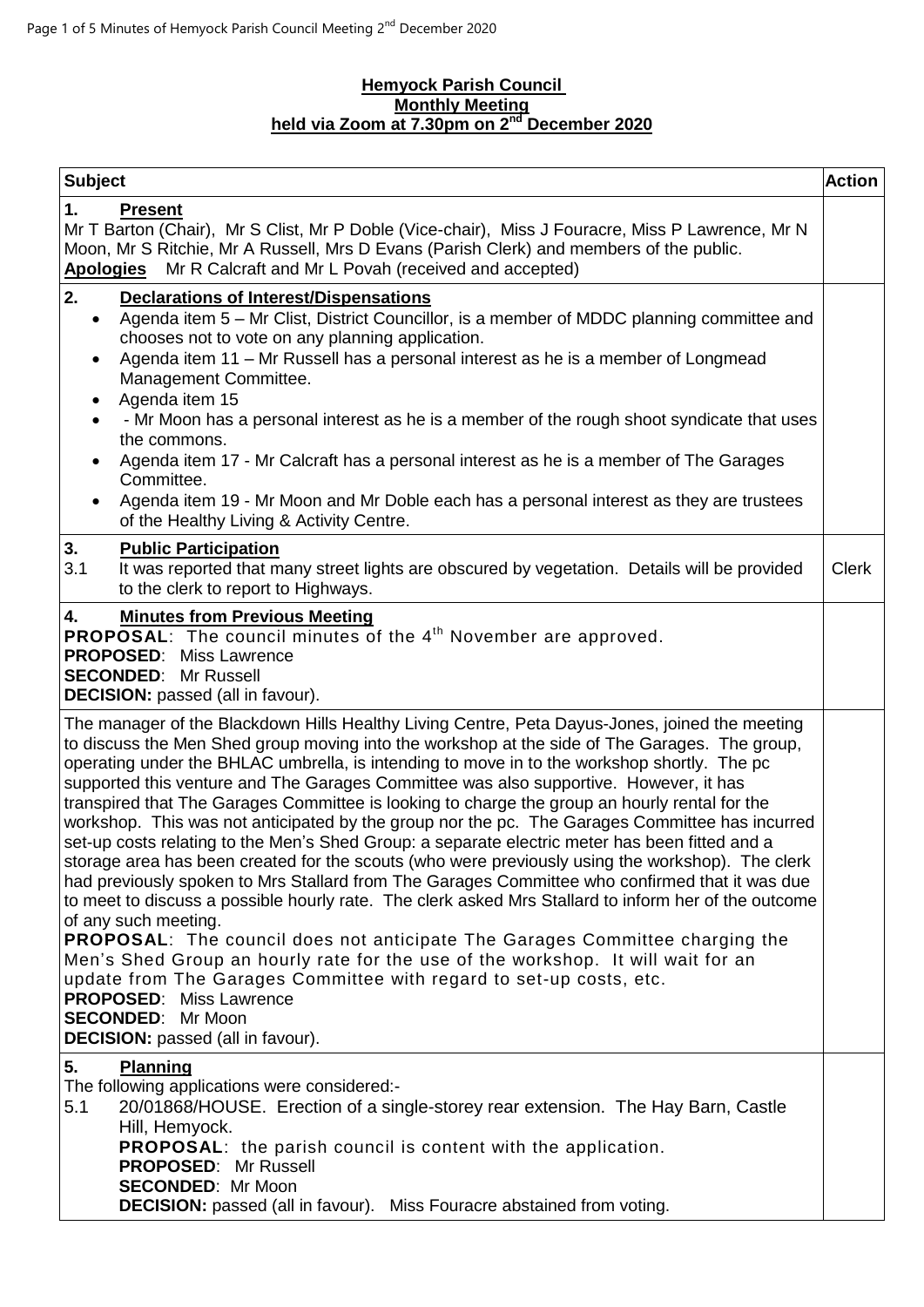**Hemyock Parish Council**
**Monthly Meeting**
**held via Zoom at 7.30pm on 2nd December 2020**

| Subject | Action |
|---|---|
| **1. Present**<br>Mr T Barton (Chair), Mr S Clist, Mr P Doble (Vice-chair), Miss J Fouracre, Miss P Lawrence, Mr N Moon, Mr S Ritchie, Mr A Russell, Mrs D Evans (Parish Clerk) and members of the public.<br>**Apologies** Mr R Calcraft and Mr L Povah (received and accepted) | |
| **2. Declarations of Interest/Dispensations**<br>• Agenda item 5 – Mr Clist, District Councillor, is a member of MDDC planning committee and chooses not to vote on any planning application.<br>• Agenda item 11 – Mr Russell has a personal interest as he is a member of Longmead Management Committee.<br>• Agenda item 15<br>• - Mr Moon has a personal interest as he is a member of the rough shoot syndicate that uses the commons.<br>• Agenda item 17 - Mr Calcraft has a personal interest as he is a member of The Garages Committee.<br>• Agenda item 19 - Mr Moon and Mr Doble each has a personal interest as they are trustees of the Healthy Living & Activity Centre. | |
| **3. Public Participation**<br>3.1 It was reported that many street lights are obscured by vegetation. Details will be provided to the clerk to report to Highways. | Clerk |
| **4. Minutes from Previous Meeting**<br>**PROPOSAL**: The council minutes of the 4th November are approved.<br>**PROPOSED**: Miss Lawrence<br>**SECONDED**: Mr Russell<br>**DECISION:** passed (all in favour). | |
| The manager of the Blackdown Hills Healthy Living Centre, Peta Dayus-Jones, joined the meeting to discuss the Men Shed group moving into the workshop at the side of The Garages. The group, operating under the BHLAC umbrella, is intending to move in to the workshop shortly. The pc supported this venture and The Garages Committee was also supportive. However, it has transpired that The Garages Committee is looking to charge the group an hourly rental for the workshop. This was not anticipated by the group nor the pc. The Garages Committee has incurred set-up costs relating to the Men's Shed Group: a separate electric meter has been fitted and a storage area has been created for the scouts (who were previously using the workshop). The clerk had previously spoken to Mrs Stallard from The Garages Committee who confirmed that it was due to meet to discuss a possible hourly rate. The clerk asked Mrs Stallard to inform her of the outcome of any such meeting.<br>**PROPOSAL**: The council does not anticipate The Garages Committee charging the Men's Shed Group an hourly rate for the use of the workshop. It will wait for an update from The Garages Committee with regard to set-up costs, etc.<br>**PROPOSED**: Miss Lawrence<br>**SECONDED**: Mr Moon<br>**DECISION:** passed (all in favour). | |
| **5. Planning**<br>The following applications were considered:-<br>5.1 20/01868/HOUSE. Erection of a single-storey rear extension. The Hay Barn, Castle Hill, Hemyock.<br>**PROPOSAL**: the parish council is content with the application.<br>**PROPOSED**: Mr Russell<br>**SECONDED**: Mr Moon<br>**DECISION:** passed (all in favour). Miss Fouracre abstained from voting. | |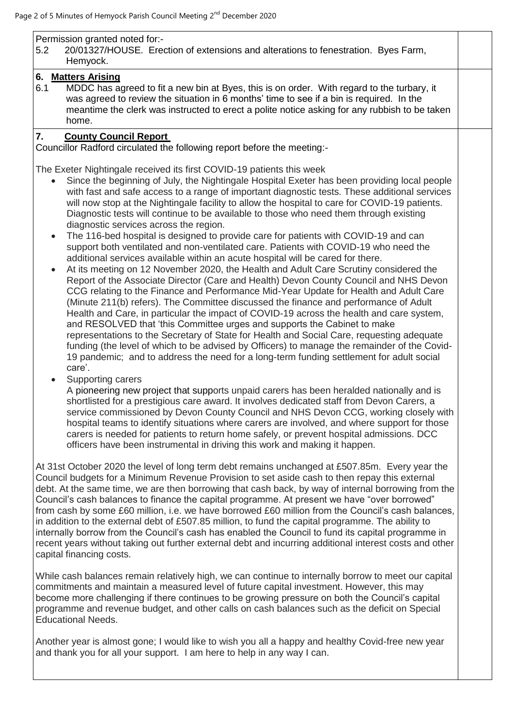Permission granted noted for:-

5.2 20/01327/HOUSE. Erection of extensions and alterations to fenestration. Byes Farm, Hemyock.

## 6. Matters Arising

6.1 MDDC has agreed to fit a new bin at Byes, this is on order. With regard to the turbary, it was agreed to review the situation in 6 months' time to see if a bin is required. In the meantime the clerk was instructed to erect a polite notice asking for any rubbish to be taken home.

## 7. County Council Report

Councillor Radford circulated the following report before the meeting:-

The Exeter Nightingale received its first COVID-19 patients this week

- Since the beginning of July, the Nightingale Hospital Exeter has been providing local people with fast and safe access to a range of important diagnostic tests. These additional services will now stop at the Nightingale facility to allow the hospital to care for COVID-19 patients. Diagnostic tests will continue to be available to those who need them through existing diagnostic services across the region.
- The 116-bed hospital is designed to provide care for patients with COVID-19 and can support both ventilated and non-ventilated care. Patients with COVID-19 who need the additional services available within an acute hospital will be cared for there.
- At its meeting on 12 November 2020, the Health and Adult Care Scrutiny considered the Report of the Associate Director (Care and Health) Devon County Council and NHS Devon CCG relating to the Finance and Performance Mid-Year Update for Health and Adult Care (Minute 211(b) refers). The Committee discussed the finance and performance of Adult Health and Care, in particular the impact of COVID-19 across the health and care system, and RESOLVED that 'this Committee urges and supports the Cabinet to make representations to the Secretary of State for Health and Social Care, requesting adequate funding (the level of which to be advised by Officers) to manage the remainder of the Covid-19 pandemic; and to address the need for a long-term funding settlement for adult social care'.
- Supporting carers
  A pioneering new project that supports unpaid carers has been heralded nationally and is shortlisted for a prestigious care award. It involves dedicated staff from Devon Carers, a service commissioned by Devon County Council and NHS Devon CCG, working closely with hospital teams to identify situations where carers are involved, and where support for those carers is needed for patients to return home safely, or prevent hospital admissions. DCC officers have been instrumental in driving this work and making it happen.

At 31st October 2020 the level of long term debt remains unchanged at £507.85m. Every year the Council budgets for a Minimum Revenue Provision to set aside cash to then repay this external debt. At the same time, we are then borrowing that cash back, by way of internal borrowing from the Council's cash balances to finance the capital programme. At present we have "over borrowed" from cash by some £60 million, i.e. we have borrowed £60 million from the Council's cash balances, in addition to the external debt of £507.85 million, to fund the capital programme. The ability to internally borrow from the Council's cash has enabled the Council to fund its capital programme in recent years without taking out further external debt and incurring additional interest costs and other capital financing costs.

While cash balances remain relatively high, we can continue to internally borrow to meet our capital commitments and maintain a measured level of future capital investment. However, this may become more challenging if there continues to be growing pressure on both the Council's capital programme and revenue budget, and other calls on cash balances such as the deficit on Special Educational Needs.

Another year is almost gone; I would like to wish you all a happy and healthy Covid-free new year and thank you for all your support. I am here to help in any way I can.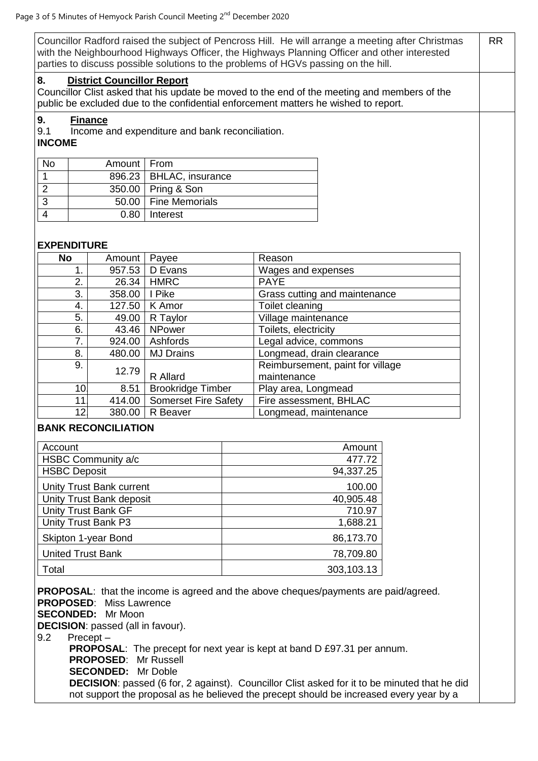Councillor Radford raised the subject of Pencross Hill. He will arrange a meeting after Christmas with the Neighbourhood Highways Officer, the Highways Planning Officer and other interested parties to discuss possible solutions to the problems of HGVs passing on the hill. RR

**8. District Councillor Report**

Councillor Clist asked that his update be moved to the end of the meeting and members of the public be excluded due to the confidential enforcement matters he wished to report.

**9. Finance**

9.1 Income and expenditure and bank reconciliation.

**INCOME**

| No | Amount | From |
|---|---|---|
| 1 | 896.23 | BHLAC, insurance |
| 2 | 350.00 | Pring & Son |
| 3 | 50.00 | Fine Memorials |
| 4 | 0.80 | Interest |

**EXPENDITURE**

| No | Amount | Payee | Reason |
|---|---|---|---|
| 1. | 957.53 | D Evans | Wages and expenses |
| 2. | 26.34 | HMRC | PAYE |
| 3. | 358.00 | I Pike | Grass cutting and maintenance |
| 4. | 127.50 | K Amor | Toilet cleaning |
| 5. | 49.00 | R Taylor | Village maintenance |
| 6. | 43.46 | NPower | Toilets, electricity |
| 7. | 924.00 | Ashfords | Legal advice, commons |
| 8. | 480.00 | MJ Drains | Longmead, drain clearance |
| 9. | 12.79 | R Allard | Reimbursement, paint for village maintenance |
| 10. | 8.51 | Brookridge Timber | Play area, Longmead |
| 11. | 414.00 | Somerset Fire Safety | Fire assessment, BHLAC |
| 12. | 380.00 | R Beaver | Longmead, maintenance |

**BANK RECONCILIATION**

| Account | Amount |
|---|---|
| HSBC Community a/c | 477.72 |
| HSBC Deposit | 94,337.25 |
| Unity Trust Bank current | 100.00 |
| Unity Trust Bank deposit | 40,905.48 |
| Unity Trust Bank GF | 710.97 |
| Unity Trust Bank P3 | 1,688.21 |
| Skipton 1-year Bond | 86,173.70 |
| United Trust Bank | 78,709.80 |
| Total | 303,103.13 |

**PROPOSAL**: that the income is agreed and the above cheques/payments are paid/agreed.
**PROPOSED**: Miss Lawrence
**SECONDED:** Mr Moon
**DECISION**: passed (all in favour).

9.2 Precept –

**PROPOSAL**: The precept for next year is kept at band D £97.31 per annum.
**PROPOSED**: Mr Russell
**SECONDED:** Mr Doble
**DECISION**: passed (6 for, 2 against). Councillor Clist asked for it to be minuted that he did not support the proposal as he believed the precept should be increased every year by a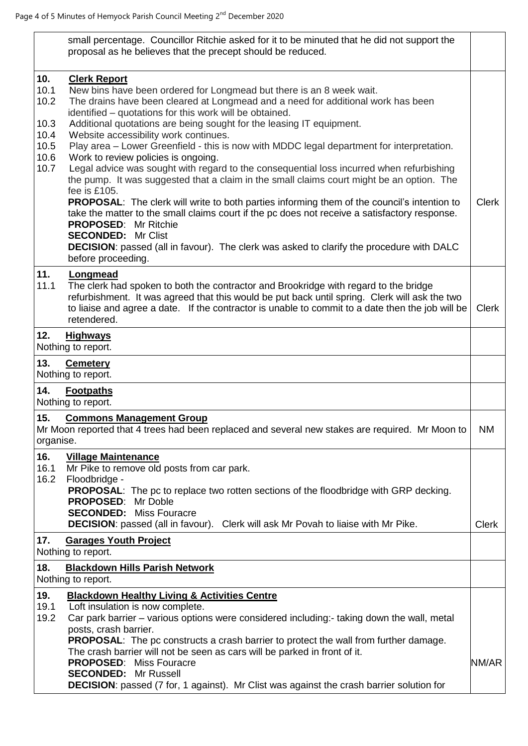| | |
|---|---|
| small percentage. Councillor Ritchie asked for it to be minuted that he did not support the proposal as he believes that the precept should be reduced. | |
| **10. Clerk Report**<br>10.1 New bins have been ordered for Longmead but there is an 8 week wait.<br>10.2 The drains have been cleared at Longmead and a need for additional work has been identified – quotations for this work will be obtained.<br>10.3 Additional quotations are being sought for the leasing IT equipment.<br>10.4 Website accessibility work continues.<br>10.5 Play area – Lower Greenfield - this is now with MDDC legal department for interpretation.<br>10.6 Work to review policies is ongoing.<br>10.7 Legal advice was sought with regard to the consequential loss incurred when refurbishing the pump. It was suggested that a claim in the small claims court might be an option. The fee is £105.<br>**PROPOSAL**: The clerk will write to both parties informing them of the council's intention to take the matter to the small claims court if the pc does not receive a satisfactory response.<br>**PROPOSED**: Mr Ritchie<br>**SECONDED:** Mr Clist<br>**DECISION**: passed (all in favour). The clerk was asked to clarify the procedure with DALC before proceeding. | Clerk |
| **11. Longmead**<br>11.1 The clerk had spoken to both the contractor and Brookridge with regard to the bridge refurbishment. It was agreed that this would be put back until spring. Clerk will ask the two to liaise and agree a date. If the contractor is unable to commit to a date then the job will be retendered. | Clerk |
| **12. Highways**<br>Nothing to report. | |
| **13. Cemetery**<br>Nothing to report. | |
| **14. Footpaths**<br>Nothing to report. | |
| **15. Commons Management Group**<br>Mr Moon reported that 4 trees had been replaced and several new stakes are required. Mr Moon to organise. | NM |
| **16. Village Maintenance**<br>16.1 Mr Pike to remove old posts from car park.<br>16.2 Floodbridge -<br>**PROPOSAL**: The pc to replace two rotten sections of the floodbridge with GRP decking.<br>**PROPOSED**: Mr Doble<br>**SECONDED:** Miss Fouracre<br>**DECISION**: passed (all in favour). Clerk will ask Mr Povah to liaise with Mr Pike. | Clerk |
| **17. Garages Youth Project**<br>Nothing to report. | |
| **18. Blackdown Hills Parish Network**<br>Nothing to report. | |
| **19. Blackdown Healthy Living & Activities Centre**<br>19.1 Loft insulation is now complete.<br>19.2 Car park barrier – various options were considered including:- taking down the wall, metal posts, crash barrier.<br>**PROPOSAL**: The pc constructs a crash barrier to protect the wall from further damage. The crash barrier will not be seen as cars will be parked in front of it.<br>**PROPOSED**: Miss Fouracre<br>**SECONDED:** Mr Russell<br>**DECISION**: passed (7 for, 1 against). Mr Clist was against the crash barrier solution for | NM/AR |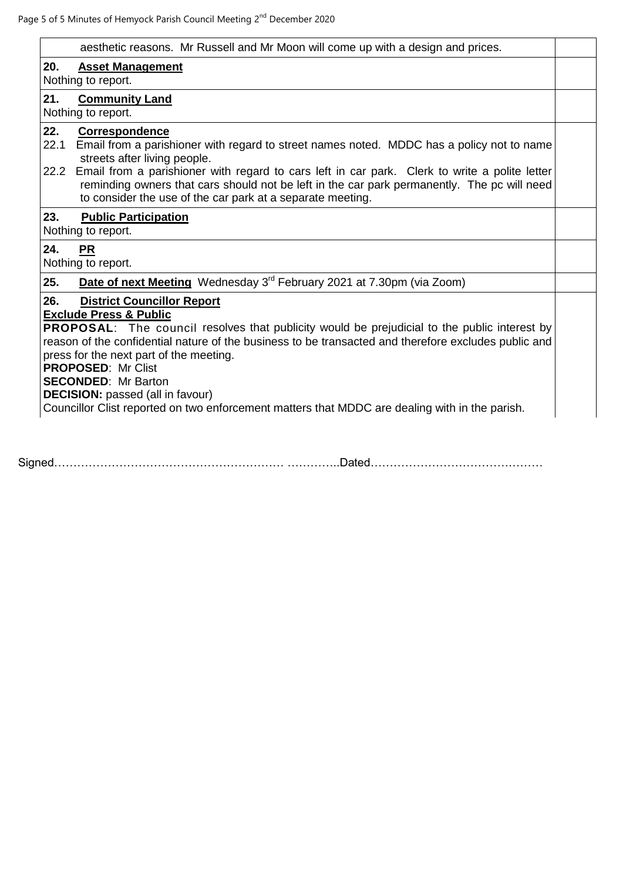aesthetic reasons. Mr Russell and Mr Moon will come up with a design and prices.

**20. Asset Management**

Nothing to report.

**21. Community Land**

Nothing to report.

**22. Correspondence**

22.1 Email from a parishioner with regard to street names noted. MDDC has a policy not to name streets after living people.

22.2 Email from a parishioner with regard to cars left in car park. Clerk to write a polite letter reminding owners that cars should not be left in the car park permanently. The pc will need to consider the use of the car park at a separate meeting.

**23. Public Participation**

Nothing to report.

**24. PR**

Nothing to report.

**25. Date of next Meeting** Wednesday 3rd February 2021 at 7.30pm (via Zoom)

**26. District Councillor Report**

**Exclude Press & Public**

**PROPOSAL**: The council resolves that publicity would be prejudicial to the public interest by reason of the confidential nature of the business to be transacted and therefore excludes public and press for the next part of the meeting.

**PROPOSED**: Mr Clist

**SECONDED**: Mr Barton

**DECISION:** passed (all in favour)

Councillor Clist reported on two enforcement matters that MDDC are dealing with in the parish.

Signed…………………………………………………… …………..Dated……………………………………